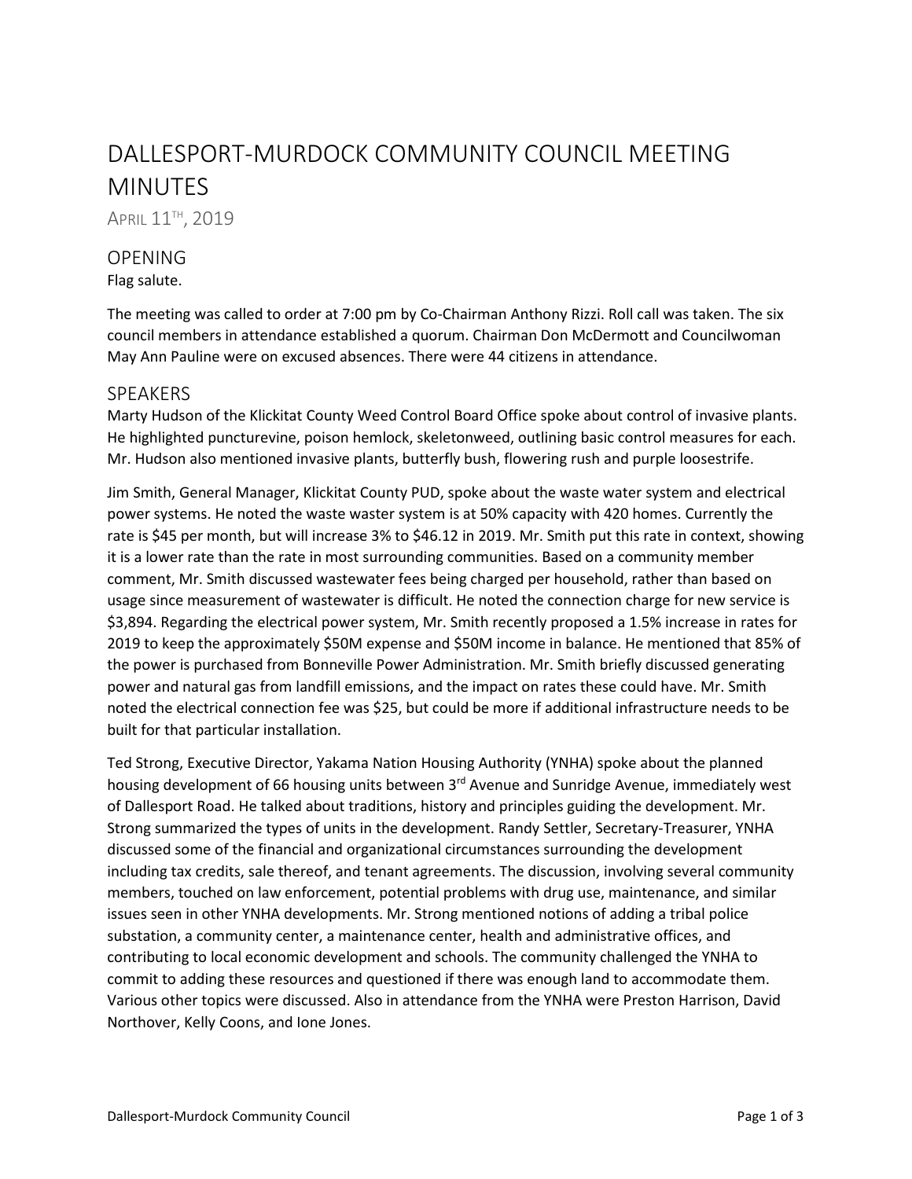# DALLESPORT-MURDOCK COMMUNITY COUNCIL MEETING MINUTES

APRIL 11TH, 2019

## OPENING

Flag salute.

The meeting was called to order at 7:00 pm by Co-Chairman Anthony Rizzi. Roll call was taken. The six council members in attendance established a quorum. Chairman Don McDermott and Councilwoman May Ann Pauline were on excused absences. There were 44 citizens in attendance.

## SPEAKERS

Marty Hudson of the Klickitat County Weed Control Board Office spoke about control of invasive plants. He highlighted puncturevine, poison hemlock, skeletonweed, outlining basic control measures for each. Mr. Hudson also mentioned invasive plants, butterfly bush, flowering rush and purple loosestrife.

Jim Smith, General Manager, Klickitat County PUD, spoke about the waste water system and electrical power systems. He noted the waste waster system is at 50% capacity with 420 homes. Currently the rate is $45 per month, but will increase 3% to $46.12 in 2019. Mr. Smith put this rate in context, showing it is a lower rate than the rate in most surrounding communities. Based on a community member comment, Mr. Smith discussed wastewater fees being charged per household, rather than based on usage since measurement of wastewater is difficult. He noted the connection charge for new service is $3,894. Regarding the electrical power system, Mr. Smith recently proposed a 1.5% increase in rates for 2019 to keep the approximately $50M expense and $50M income in balance. He mentioned that 85% of the power is purchased from Bonneville Power Administration. Mr. Smith briefly discussed generating power and natural gas from landfill emissions, and the impact on rates these could have. Mr. Smith noted the electrical connection fee was $25, but could be more if additional infrastructure needs to be built for that particular installation.

Ted Strong, Executive Director, Yakama Nation Housing Authority (YNHA) spoke about the planned housing development of 66 housing units between 3rd Avenue and Sunridge Avenue, immediately west of Dallesport Road. He talked about traditions, history and principles guiding the development. Mr. Strong summarized the types of units in the development. Randy Settler, Secretary-Treasurer, YNHA discussed some of the financial and organizational circumstances surrounding the development including tax credits, sale thereof, and tenant agreements. The discussion, involving several community members, touched on law enforcement, potential problems with drug use, maintenance, and similar issues seen in other YNHA developments. Mr. Strong mentioned notions of adding a tribal police substation, a community center, a maintenance center, health and administrative offices, and contributing to local economic development and schools. The community challenged the YNHA to commit to adding these resources and questioned if there was enough land to accommodate them. Various other topics were discussed. Also in attendance from the YNHA were Preston Harrison, David Northover, Kelly Coons, and Ione Jones.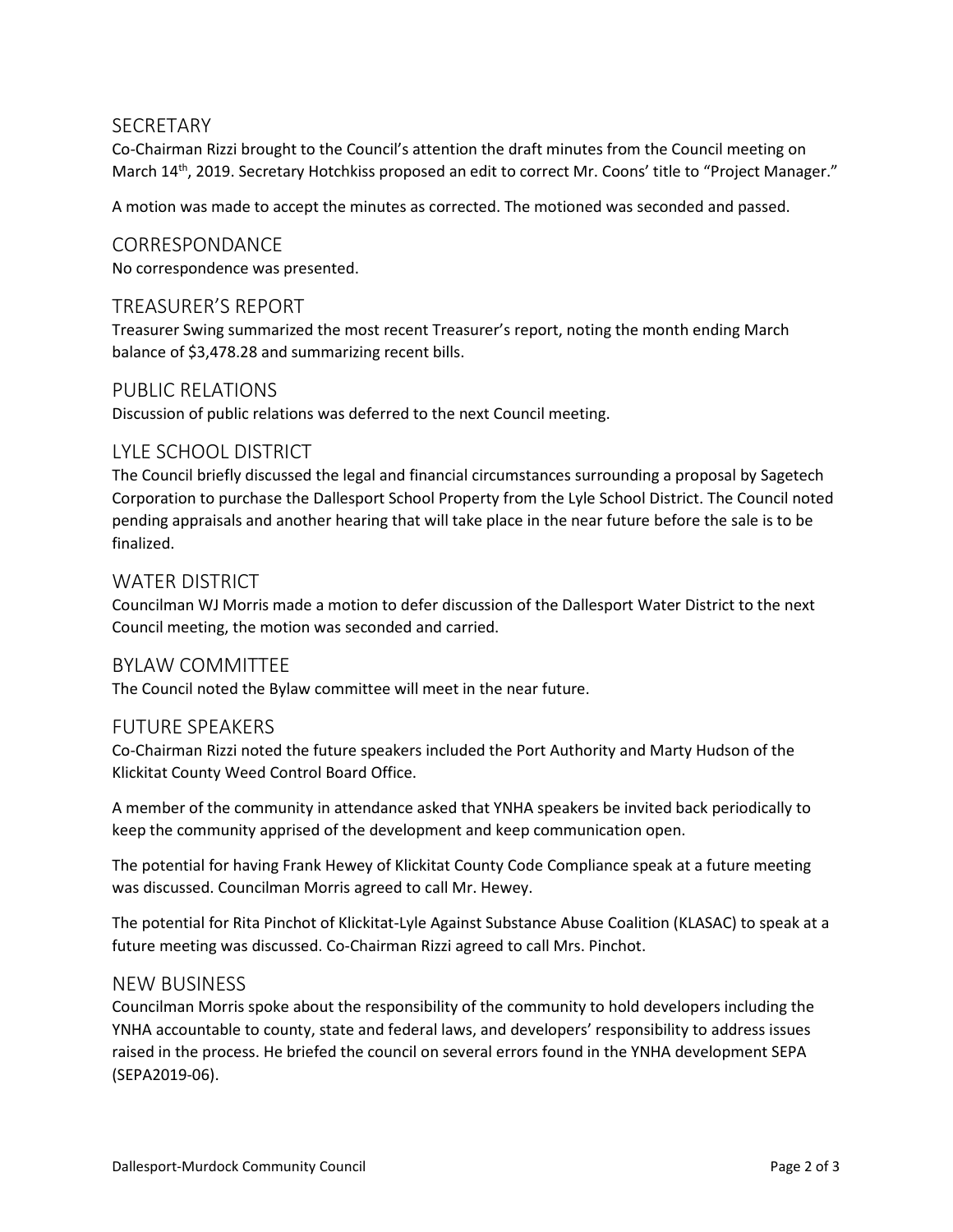## SECRETARY

Co-Chairman Rizzi brought to the Council's attention the draft minutes from the Council meeting on March 14th, 2019. Secretary Hotchkiss proposed an edit to correct Mr. Coons' title to "Project Manager."

A motion was made to accept the minutes as corrected. The motioned was seconded and passed.

## CORRESPONDANCE

No correspondence was presented.

## TREASURER'S REPORT

Treasurer Swing summarized the most recent Treasurer's report, noting the month ending March balance of $3,478.28 and summarizing recent bills.

## PUBLIC RELATIONS

Discussion of public relations was deferred to the next Council meeting.

## LYLE SCHOOL DISTRICT

The Council briefly discussed the legal and financial circumstances surrounding a proposal by Sagetech Corporation to purchase the Dallesport School Property from the Lyle School District. The Council noted pending appraisals and another hearing that will take place in the near future before the sale is to be finalized.

## WATER DISTRICT

Councilman WJ Morris made a motion to defer discussion of the Dallesport Water District to the next Council meeting, the motion was seconded and carried.

## BYLAW COMMITTEE

The Council noted the Bylaw committee will meet in the near future.

## FUTURE SPEAKERS

Co-Chairman Rizzi noted the future speakers included the Port Authority and Marty Hudson of the Klickitat County Weed Control Board Office.

A member of the community in attendance asked that YNHA speakers be invited back periodically to keep the community apprised of the development and keep communication open.

The potential for having Frank Hewey of Klickitat County Code Compliance speak at a future meeting was discussed. Councilman Morris agreed to call Mr. Hewey.

The potential for Rita Pinchot of Klickitat-Lyle Against Substance Abuse Coalition (KLASAC) to speak at a future meeting was discussed. Co-Chairman Rizzi agreed to call Mrs. Pinchot.

## NEW BUSINESS

Councilman Morris spoke about the responsibility of the community to hold developers including the YNHA accountable to county, state and federal laws, and developers' responsibility to address issues raised in the process. He briefed the council on several errors found in the YNHA development SEPA (SEPA2019-06).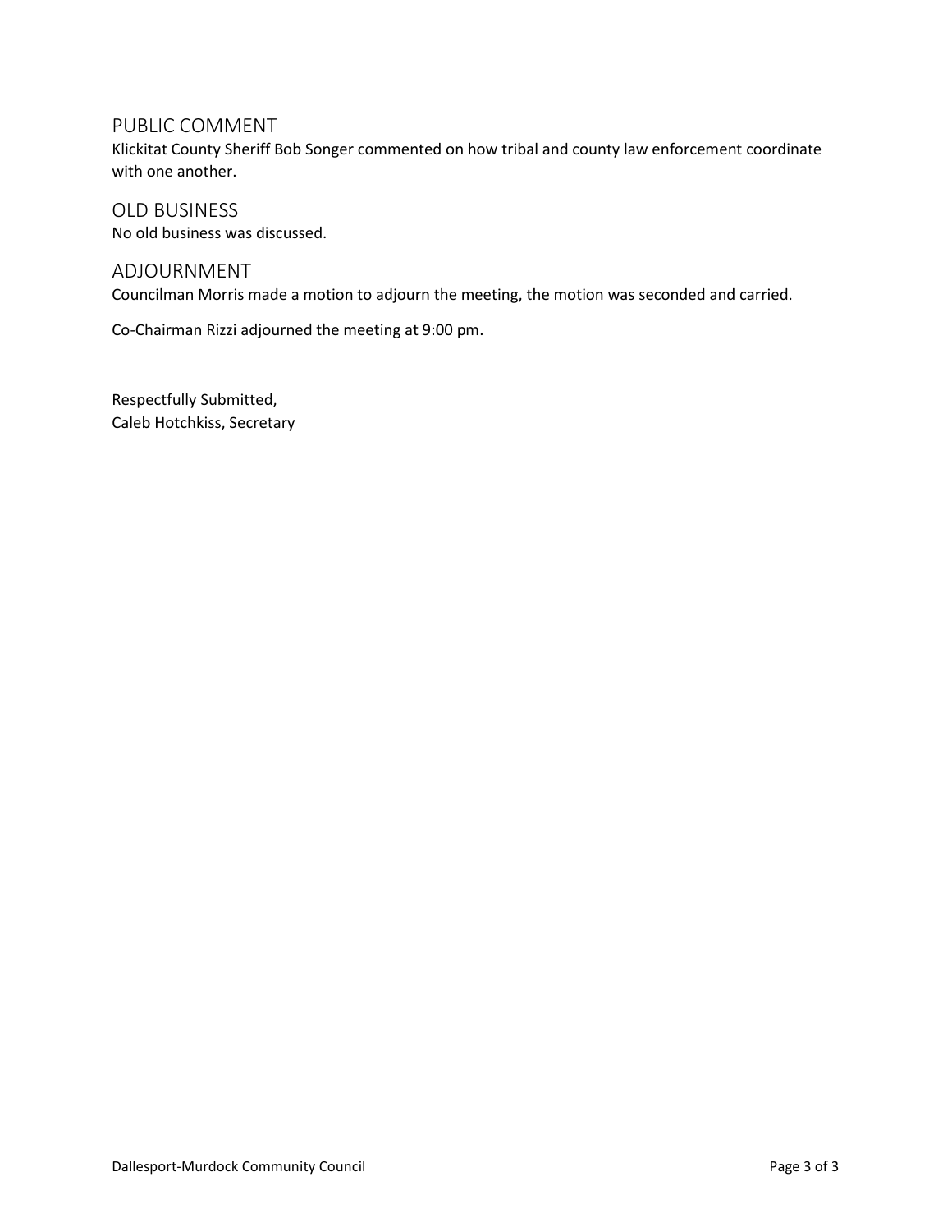## PUBLIC COMMENT

Klickitat County Sheriff Bob Songer commented on how tribal and county law enforcement coordinate with one another.

## OLD BUSINESS

No old business was discussed.

## ADJOURNMENT

Councilman Morris made a motion to adjourn the meeting, the motion was seconded and carried.

Co-Chairman Rizzi adjourned the meeting at 9:00 pm.

Respectfully Submitted,
Caleb Hotchkiss, Secretary